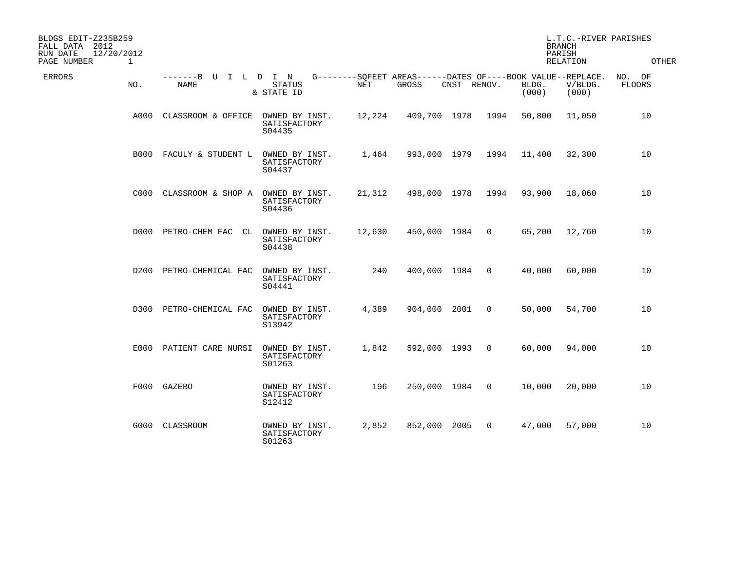BLDGS EDIT-Z235B259
FALL DATA 2012
RUN DATE 12/20/2012
PAGE NUMBER 1

L.T.C.-RIVER PARISHES
BRANCH
PARISH
RELATION OTHER

| ERRORS | NO. | NAME | STATUS & STATE ID | NET | GROSS | CNST | RENOV. | BLDG. (000) | V/BLDG. (000) | NO. OF FLOORS |
|---|---|---|---|---|---|---|---|---|---|---|
| | A000 | CLASSROOM & OFFICE | OWNED BY INST. SATISFACTORY S04435 | 12,224 | 409,700 | 1978 | 1994 | 50,800 | 11,050 | 10 |
| | B000 | FACULY & STUDENT L | OWNED BY INST. SATISFACTORY S04437 | 1,464 | 993,000 | 1979 | 1994 | 11,400 | 32,300 | 10 |
| | C000 | CLASSROOM & SHOP A | OWNED BY INST. SATISFACTORY S04436 | 21,312 | 498,000 | 1978 | 1994 | 93,900 | 18,060 | 10 |
| | D000 | PETRO-CHEM FAC CL | OWNED BY INST. SATISFACTORY S04438 | 12,630 | 450,000 | 1984 | 0 | 65,200 | 12,760 | 10 |
| | D200 | PETRO-CHEMICAL FAC | OWNED BY INST. SATISFACTORY S04441 | 240 | 400,000 | 1984 | 0 | 40,000 | 60,000 | 10 |
| | D300 | PETRO-CHEMICAL FAC | OWNED BY INST. SATISFACTORY S13942 | 4,389 | 904,000 | 2001 | 0 | 50,000 | 54,700 | 10 |
| | E000 | PATIENT CARE NURSI | OWNED BY INST. SATISFACTORY S01263 | 1,842 | 592,000 | 1993 | 0 | 60,000 | 94,000 | 10 |
| | F000 | GAZEBO | OWNED BY INST. SATISFACTORY S12412 | 196 | 250,000 | 1984 | 0 | 10,000 | 20,000 | 10 |
| | G000 | CLASSROOM | OWNED BY INST. SATISFACTORY S01263 | 2,852 | 852,000 | 2005 | 0 | 47,000 | 57,000 | 10 |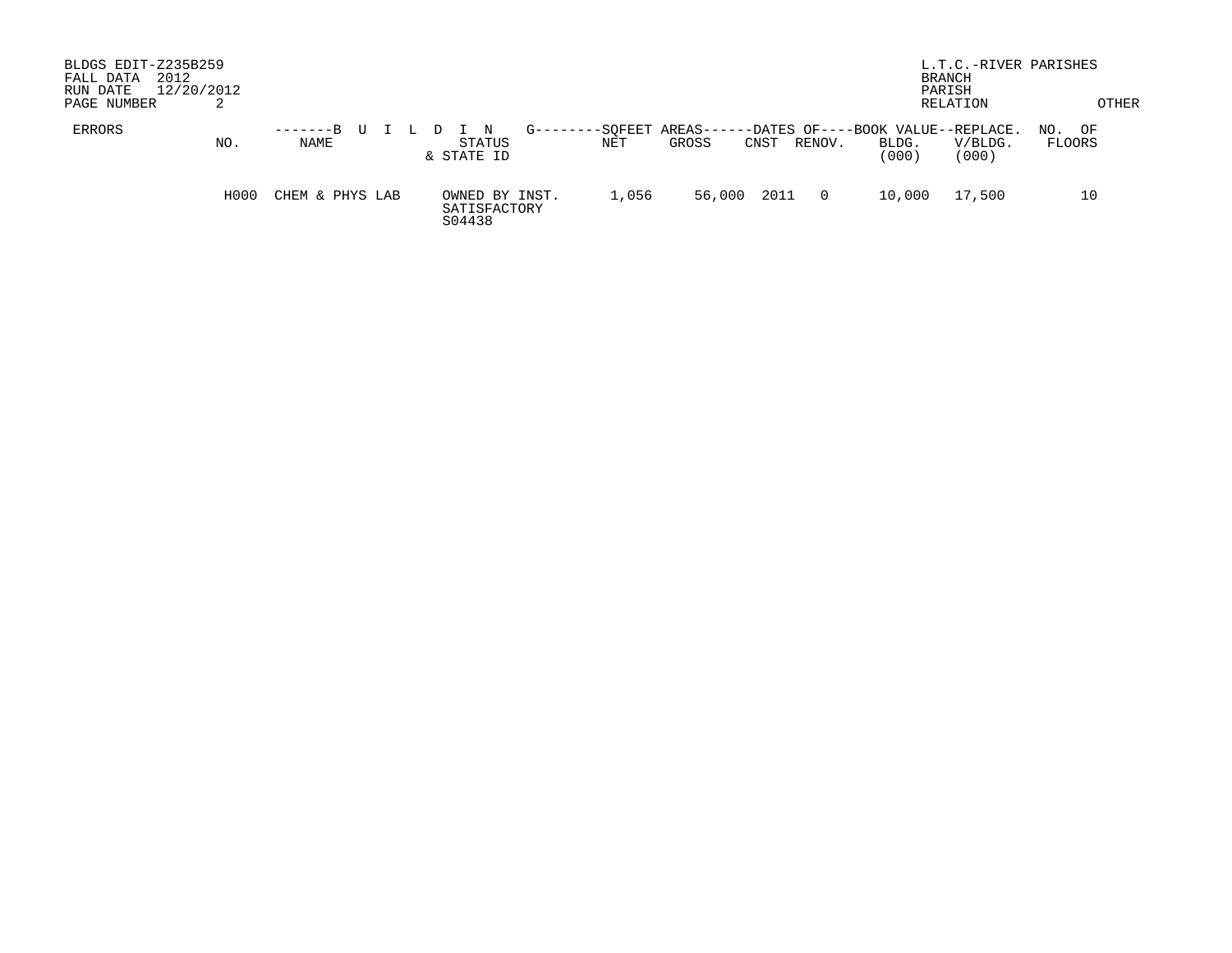BLDGS EDIT-Z235B259
FALL DATA 2012
RUN DATE 12/20/2012
PAGE NUMBER 2

L.T.C.-RIVER PARISHES
BRANCH
PARISH
RELATION
OTHER

| ERRORS | NO. | BUILDING NAME | STATUS & STATE ID | SQFEET AREAS NET | SQFEET AREAS GROSS | DATES OF CNST | DATES OF RENOV. | BOOK VALUE BLDG. (000) | REPLACE. V/BLDG. (000) | NO. OF FLOORS |
|---|---|---|---|---|---|---|---|---|---|---|
| | H000 | CHEM & PHYS LAB | OWNED BY INST. SATISFACTORY S04438 | 1,056 | 56,000 | 2011 | 0 | 10,000 | 17,500 | 10 |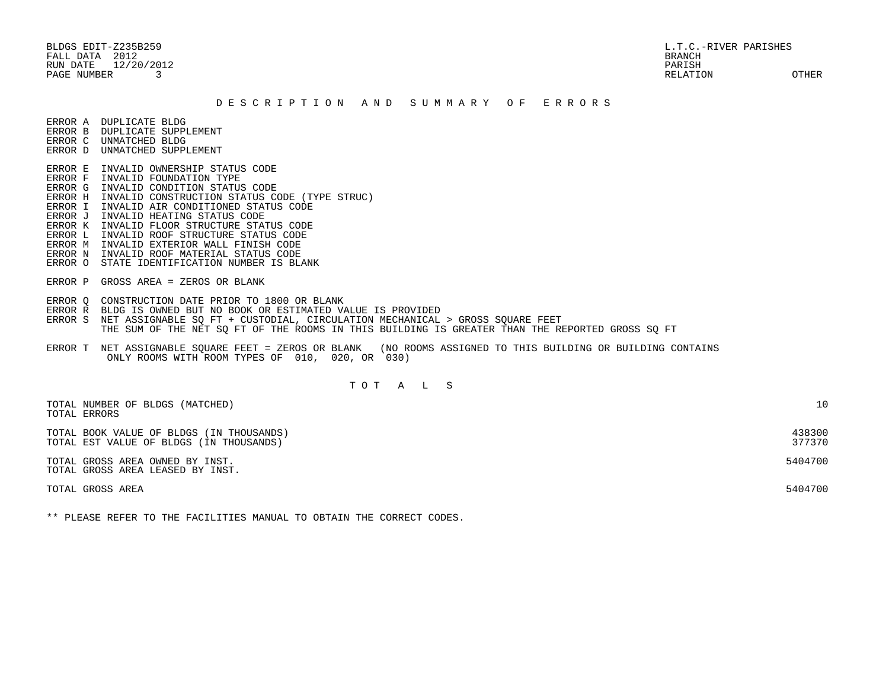BLDGS EDIT-Z235B259
FALL DATA 2012
RUN DATE 12/20/2012
PAGE NUMBER 3

L.T.C.-RIVER PARISHES
BRANCH
PARISH
RELATION OTHER

## D E S C R I P T I O N  A N D  S U M M A R Y  O F  E R R O R S

ERROR A DUPLICATE BLDG
ERROR B DUPLICATE SUPPLEMENT
ERROR C UNMATCHED BLDG
ERROR D UNMATCHED SUPPLEMENT

ERROR E INVALID OWNERSHIP STATUS CODE
ERROR F INVALID FOUNDATION TYPE
ERROR G INVALID CONDITION STATUS CODE
ERROR H INVALID CONSTRUCTION STATUS CODE (TYPE STRUC)
ERROR I INVALID AIR CONDITIONED STATUS CODE
ERROR J INVALID HEATING STATUS CODE
ERROR K INVALID FLOOR STRUCTURE STATUS CODE
ERROR L INVALID ROOF STRUCTURE STATUS CODE
ERROR M INVALID EXTERIOR WALL FINISH CODE
ERROR N INVALID ROOF MATERIAL STATUS CODE
ERROR O STATE IDENTIFICATION NUMBER IS BLANK

ERROR P GROSS AREA = ZEROS OR BLANK

ERROR Q CONSTRUCTION DATE PRIOR TO 1800 OR BLANK
ERROR R BLDG IS OWNED BUT NO BOOK OR ESTIMATED VALUE IS PROVIDED
ERROR S NET ASSIGNABLE SQ FT + CUSTODIAL, CIRCULATION MECHANICAL > GROSS SQUARE FEET
THE SUM OF THE NET SQ FT OF THE ROOMS IN THIS BUILDING IS GREATER THAN THE REPORTED GROSS SQ FT

ERROR T NET ASSIGNABLE SQUARE FEET = ZEROS OR BLANK (NO ROOMS ASSIGNED TO THIS BUILDING OR BUILDING CONTAINS ONLY ROOMS WITH ROOM TYPES OF 010, 020, OR 030)

## T O T A L S

| | |
|---|---|
| TOTAL NUMBER OF BLDGS (MATCHED) | 10 |
| TOTAL ERRORS | |
| TOTAL BOOK VALUE OF BLDGS (IN THOUSANDS) | 438300 |
| TOTAL EST VALUE OF BLDGS (IN THOUSANDS) | 377370 |
| TOTAL GROSS AREA OWNED BY INST. | 5404700 |
| TOTAL GROSS AREA LEASED BY INST. | |
| TOTAL GROSS AREA | 5404700 |

** PLEASE REFER TO THE FACILITIES MANUAL TO OBTAIN THE CORRECT CODES.